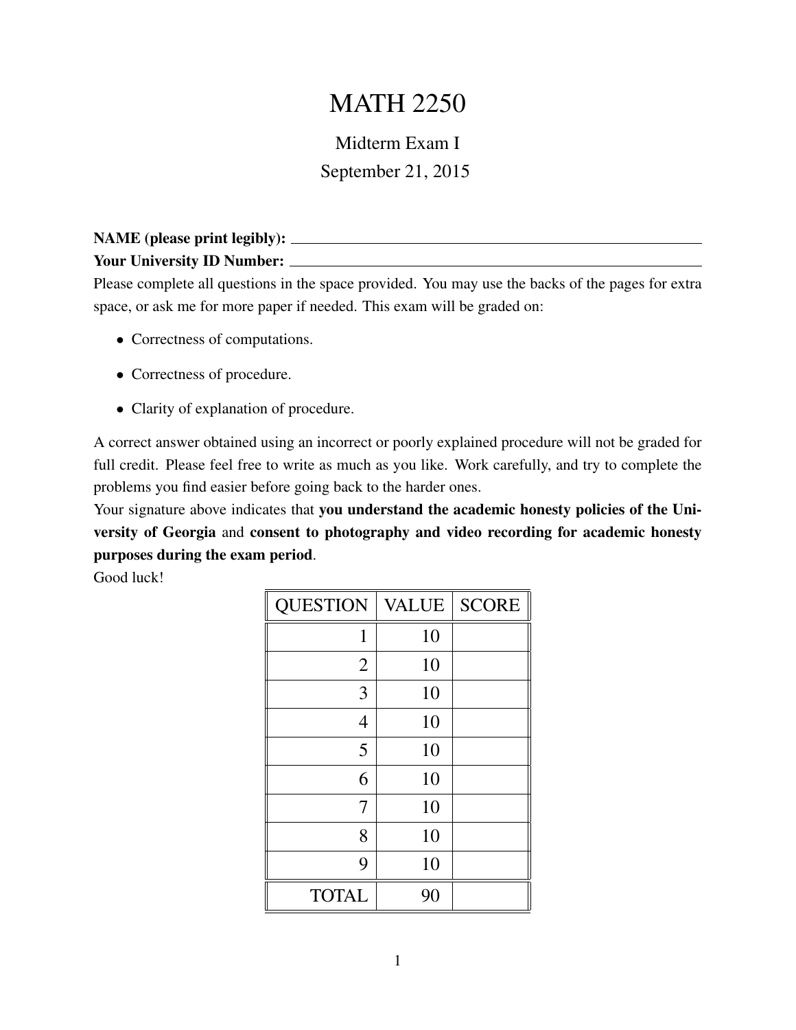# MATH 2250

Midterm Exam I

September 21, 2015

**NAME (please print legibly):** ______________________________

**Your University ID Number:** ______________________________

Please complete all questions in the space provided. You may use the backs of the pages for extra space, or ask me for more paper if needed. This exam will be graded on:

- Correctness of computations.
- Correctness of procedure.
- Clarity of explanation of procedure.

A correct answer obtained using an incorrect or poorly explained procedure will not be graded for full credit. Please feel free to write as much as you like. Work carefully, and try to complete the problems you find easier before going back to the harder ones.

Your signature above indicates that **you understand the academic honesty policies of the University of Georgia** and **consent to photography and video recording for academic honesty purposes during the exam period**.

Good luck!

| QUESTION | VALUE | SCORE |
|---|---|---|
| 1 | 10 | |
| 2 | 10 | |
| 3 | 10 | |
| 4 | 10 | |
| 5 | 10 | |
| 6 | 10 | |
| 7 | 10 | |
| 8 | 10 | |
| 9 | 10 | |
| TOTAL | 90 | |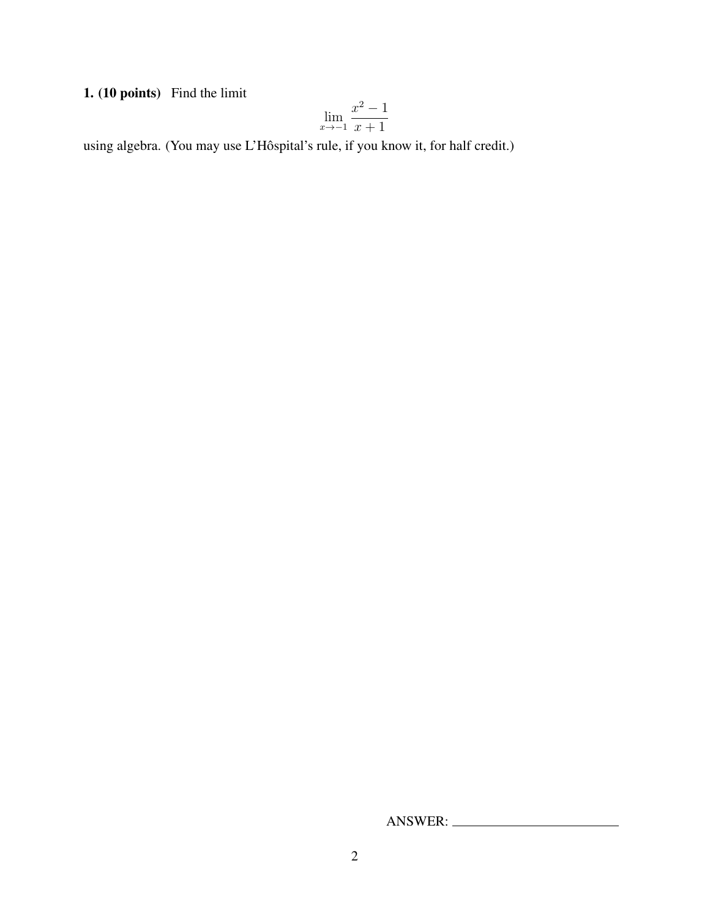**1. (10 points)** Find the limit

$$\lim_{x \to -1} \frac{x^2 - 1}{x + 1}$$

using algebra. (You may use L'Hôspital's rule, if you know it, for half credit.)

ANSWER: ________________________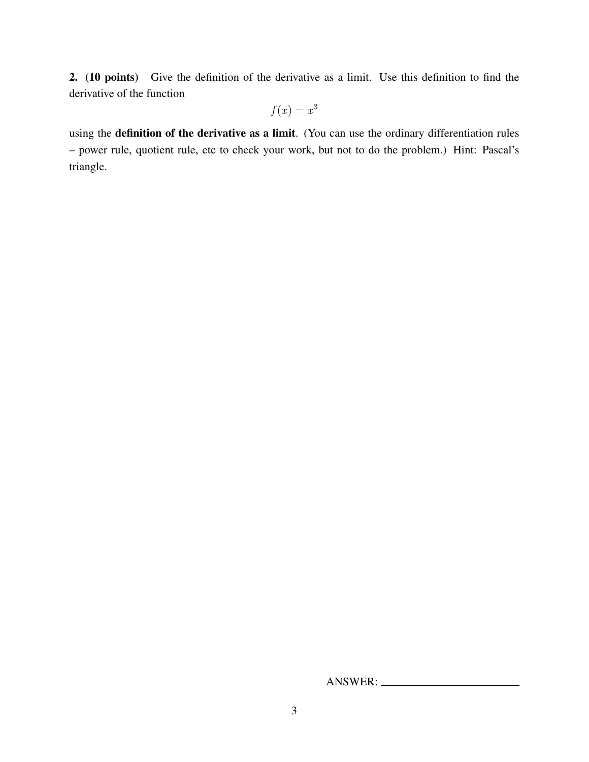**2. (10 points)** Give the definition of the derivative as a limit. Use this definition to find the derivative of the function

$$f(x) = x^3$$

using the **definition of the derivative as a limit**. (You can use the ordinary differentiation rules – power rule, quotient rule, etc to check your work, but not to do the problem.) Hint: Pascal's triangle.

ANSWER: ________________________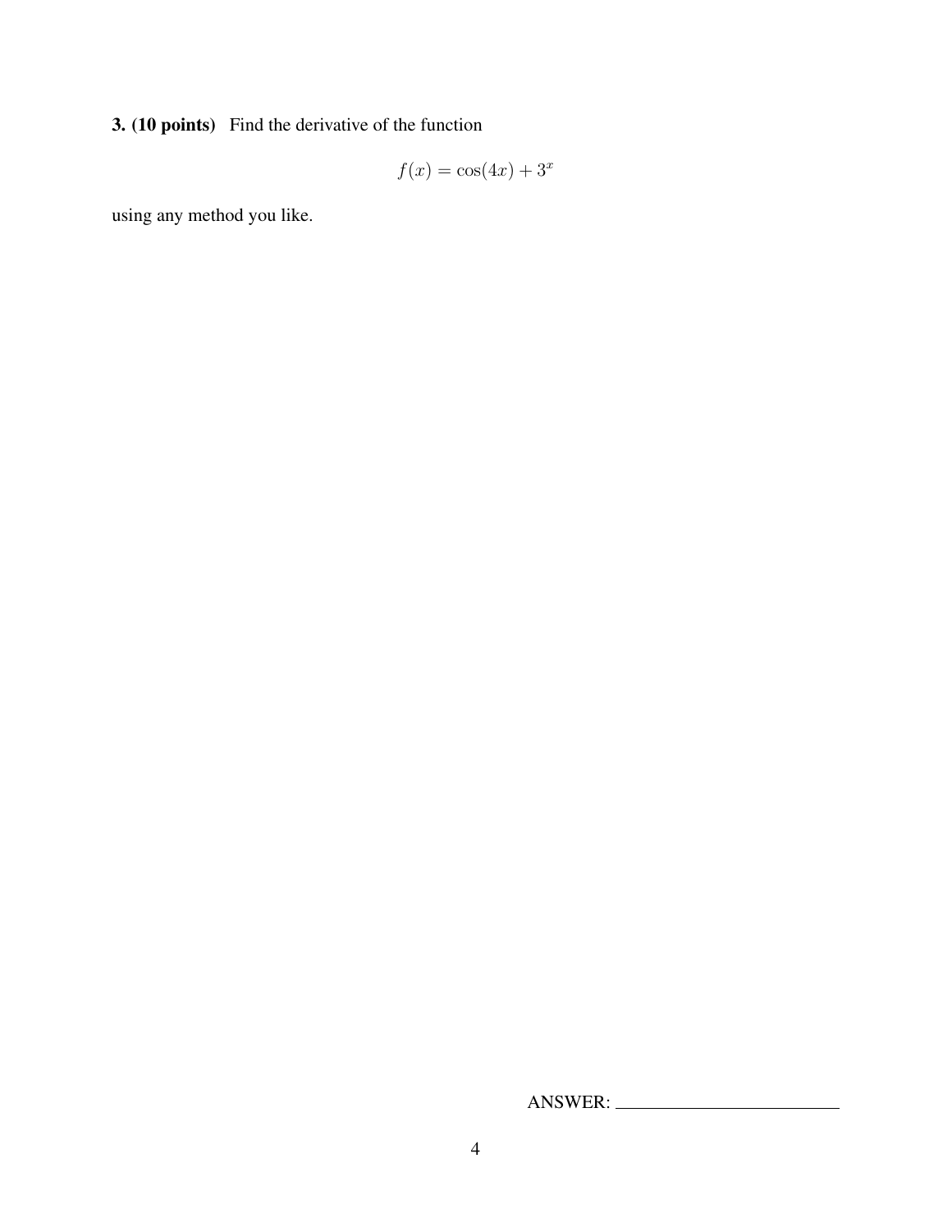**3. (10 points)** Find the derivative of the function

$$f(x) = \cos(4x) + 3^x$$

using any method you like.

ANSWER: ________________________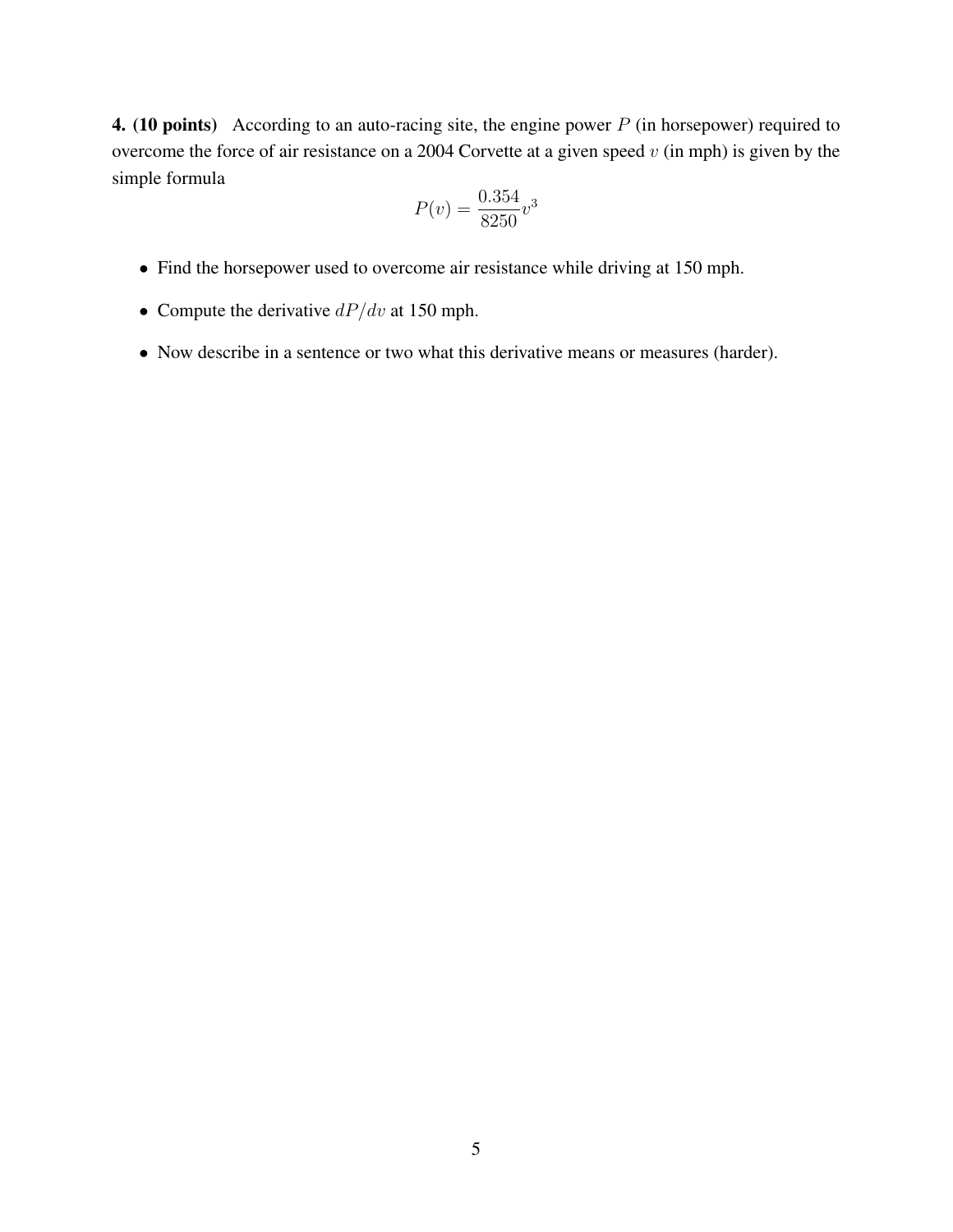**4. (10 points)** According to an auto-racing site, the engine power $P$ (in horsepower) required to overcome the force of air resistance on a 2004 Corvette at a given speed $v$ (in mph) is given by the simple formula

$$P(v) = \frac{0.354}{8250}v^3$$

- Find the horsepower used to overcome air resistance while driving at 150 mph.
- Compute the derivative $dP/dv$ at 150 mph.
- Now describe in a sentence or two what this derivative means or measures (harder).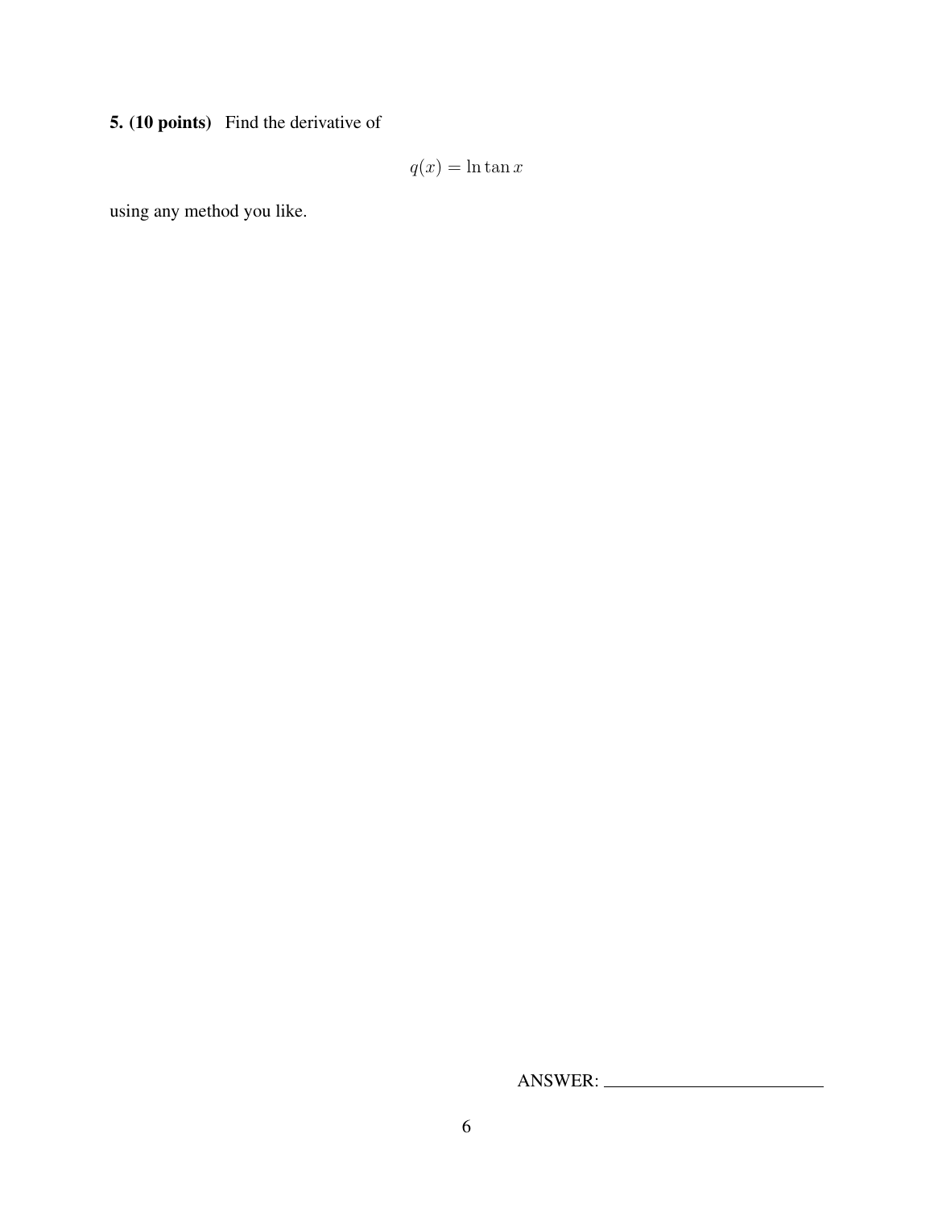**5. (10 points)** Find the derivative of

$$q(x) = \ln \tan x$$

using any method you like.

ANSWER: \_\_\_\_\_\_\_\_\_\_\_\_\_\_\_\_\_\_\_\_\_\_\_\_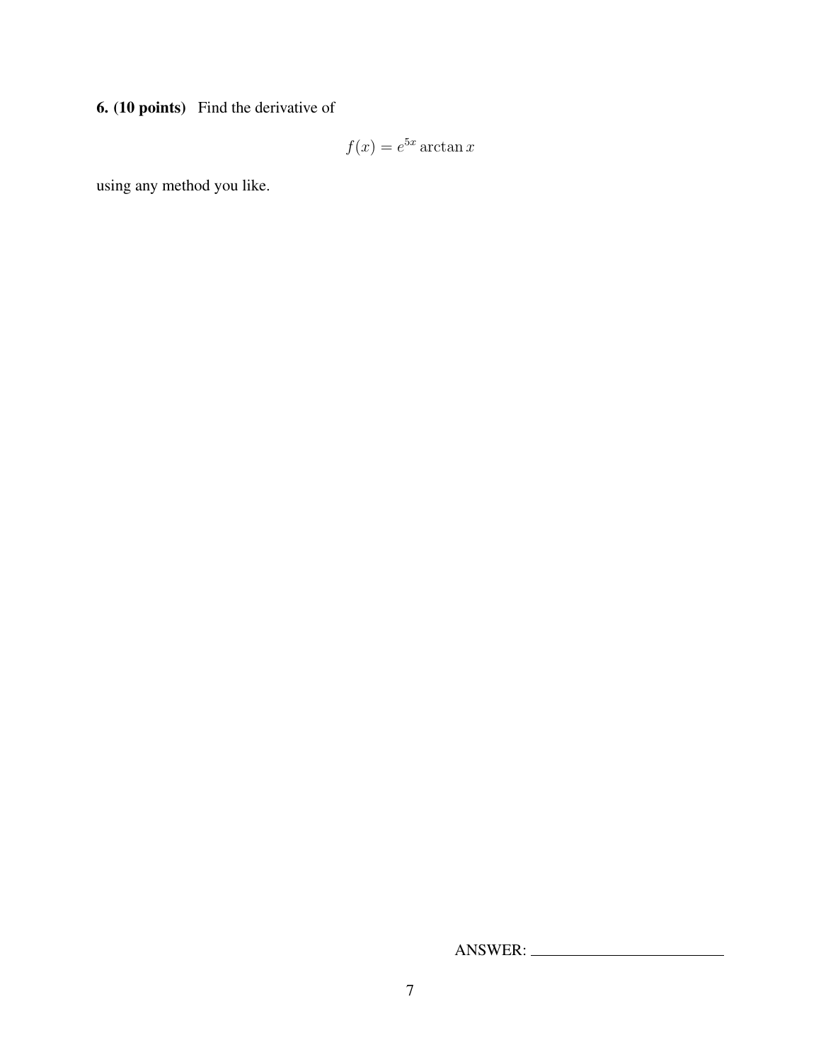**6. (10 points)** Find the derivative of

$$f(x) = e^{5x} \arctan x$$

using any method you like.

ANSWER: ________________________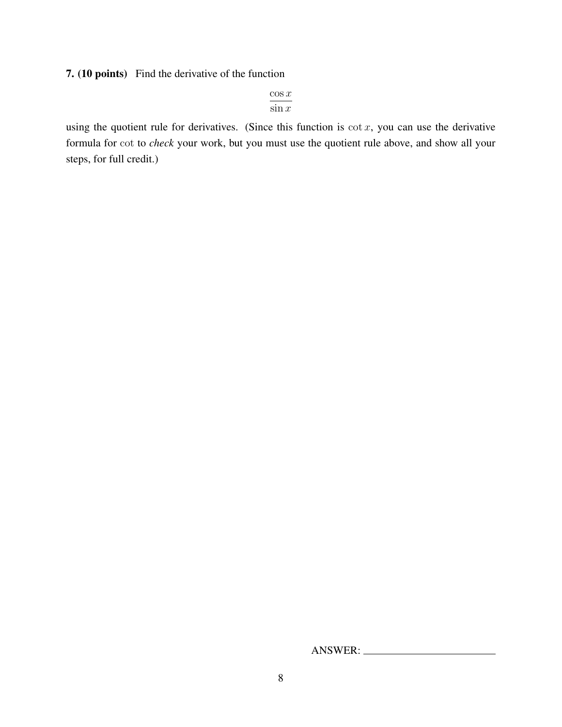**7. (10 points)** Find the derivative of the function

$$\frac{\cos x}{\sin x}$$

using the quotient rule for derivatives. (Since this function is $\cot x$, you can use the derivative formula for $\cot$ to *check* your work, but you must use the quotient rule above, and show all your steps, for full credit.)

ANSWER: ________________________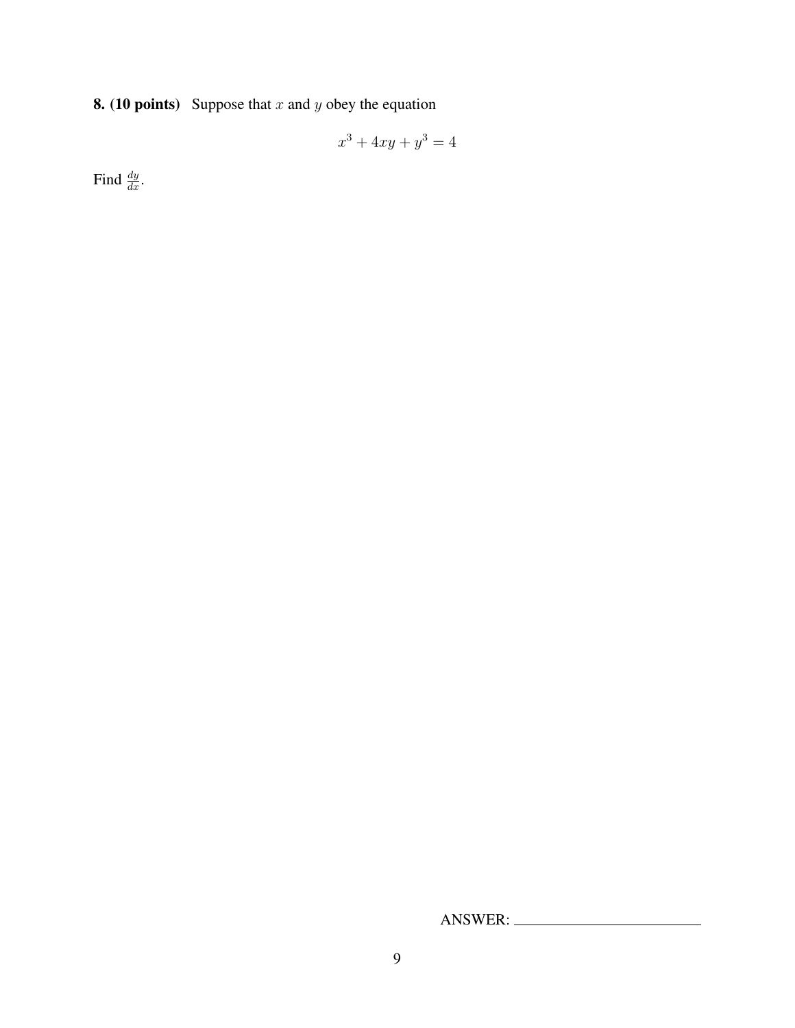**8. (10 points)** Suppose that $x$ and $y$ obey the equation

$$x^3 + 4xy + y^3 = 4$$

Find $\frac{dy}{dx}$.

ANSWER: ______________________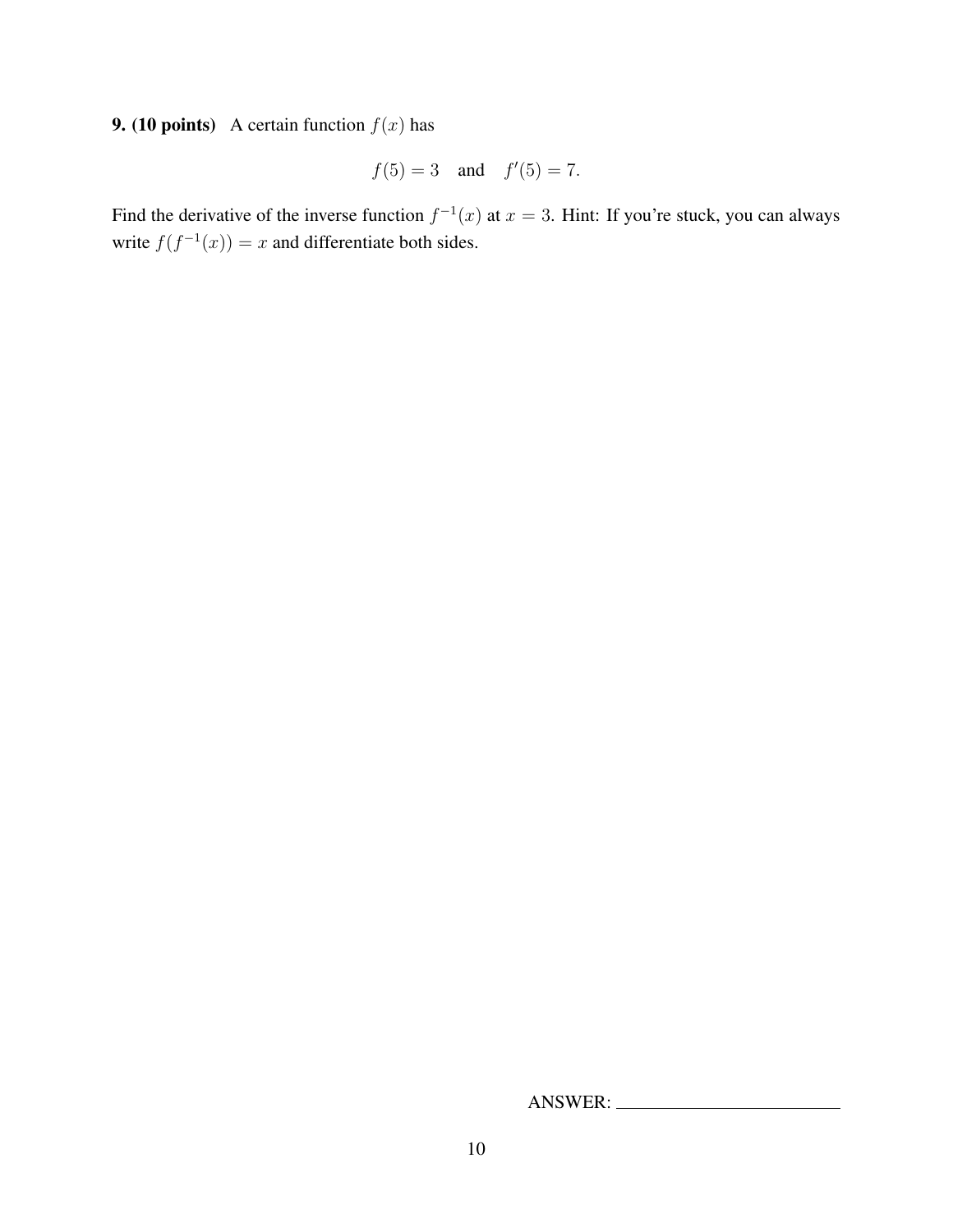**9. (10 points)** A certain function $f(x)$ has

$$f(5) = 3 \quad \text{and} \quad f'(5) = 7.$$

Find the derivative of the inverse function $f^{-1}(x)$ at $x = 3$. Hint: If you're stuck, you can always write $f(f^{-1}(x)) = x$ and differentiate both sides.

ANSWER: \_\_\_\_\_\_\_\_\_\_\_\_\_\_\_\_\_\_\_\_\_\_\_\_